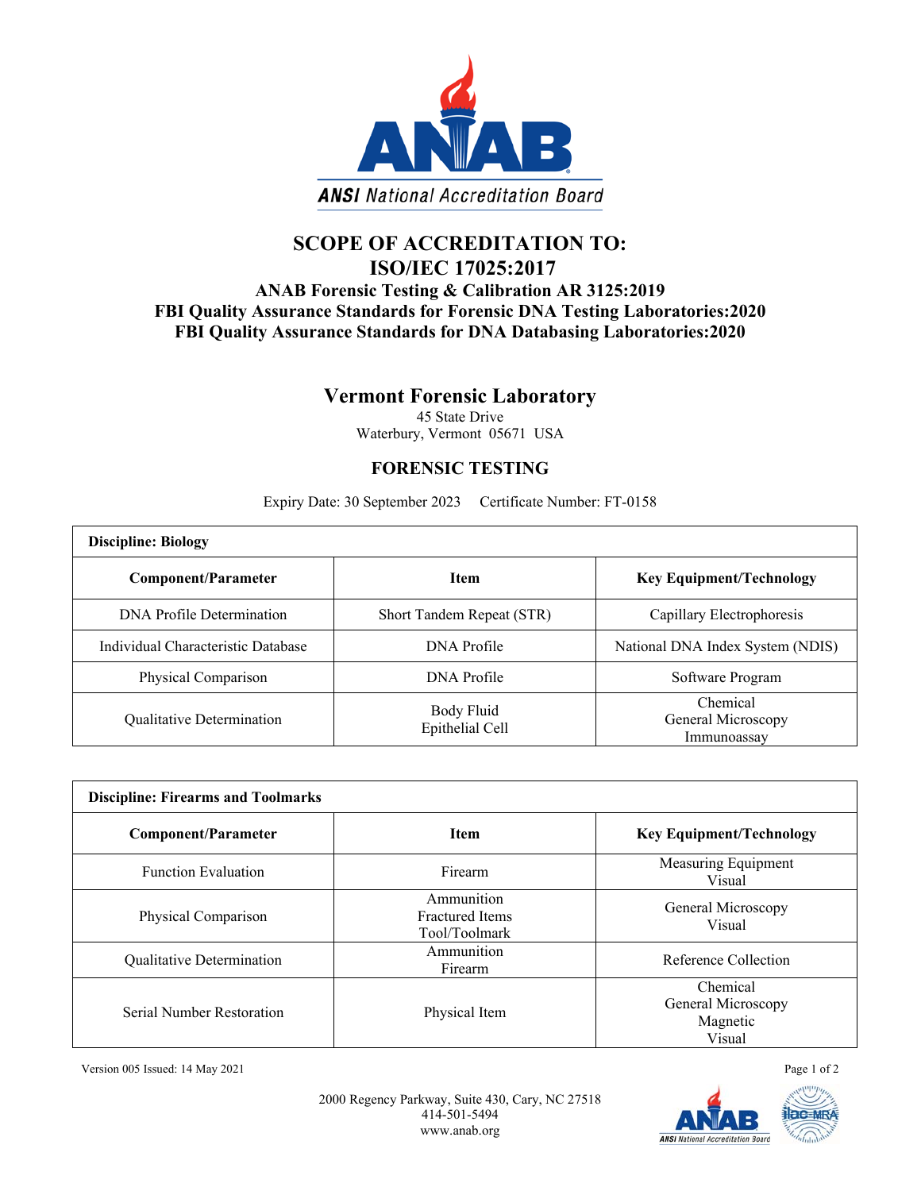# SCOPE OF ACCREDITATION TO:
# ISO/IEC 17025:2017

### ANAB Forensic Testing & Calibration AR 3125:2019
### FBI Quality Assurance Standards for Forensic DNA Testing Laboratories:2020
### FBI Quality Assurance Standards for DNA Databasing Laboratories:2020

## Vermont Forensic Laboratory

45 State Drive
Waterbury, Vermont 05671 USA

### FORENSIC TESTING

Expiry Date: 30 September 2023 Certificate Number: FT-0158

**Discipline: Biology**

| Component/Parameter | Item | Key Equipment/Technology |
|---|---|---|
| DNA Profile Determination | Short Tandem Repeat (STR) | Capillary Electrophoresis |
| Individual Characteristic Database | DNA Profile | National DNA Index System (NDIS) |
| Physical Comparison | DNA Profile | Software Program |
| Qualitative Determination | Body Fluid<br>Epithelial Cell | Chemical<br>General Microscopy<br>Immunoassay |

**Discipline: Firearms and Toolmarks**

| Component/Parameter | Item | Key Equipment/Technology |
|---|---|---|
| Function Evaluation | Firearm | Measuring Equipment<br>Visual |
| Physical Comparison | Ammunition<br>Fractured Items<br>Tool/Toolmark | General Microscopy<br>Visual |
| Qualitative Determination | Ammunition<br>Firearm | Reference Collection |
| Serial Number Restoration | Physical Item | Chemical<br>General Microscopy<br>Magnetic<br>Visual |

Version 005 Issued: 14 May 2021

2000 Regency Parkway, Suite 430, Cary, NC 27518
414-501-5494
www.anab.org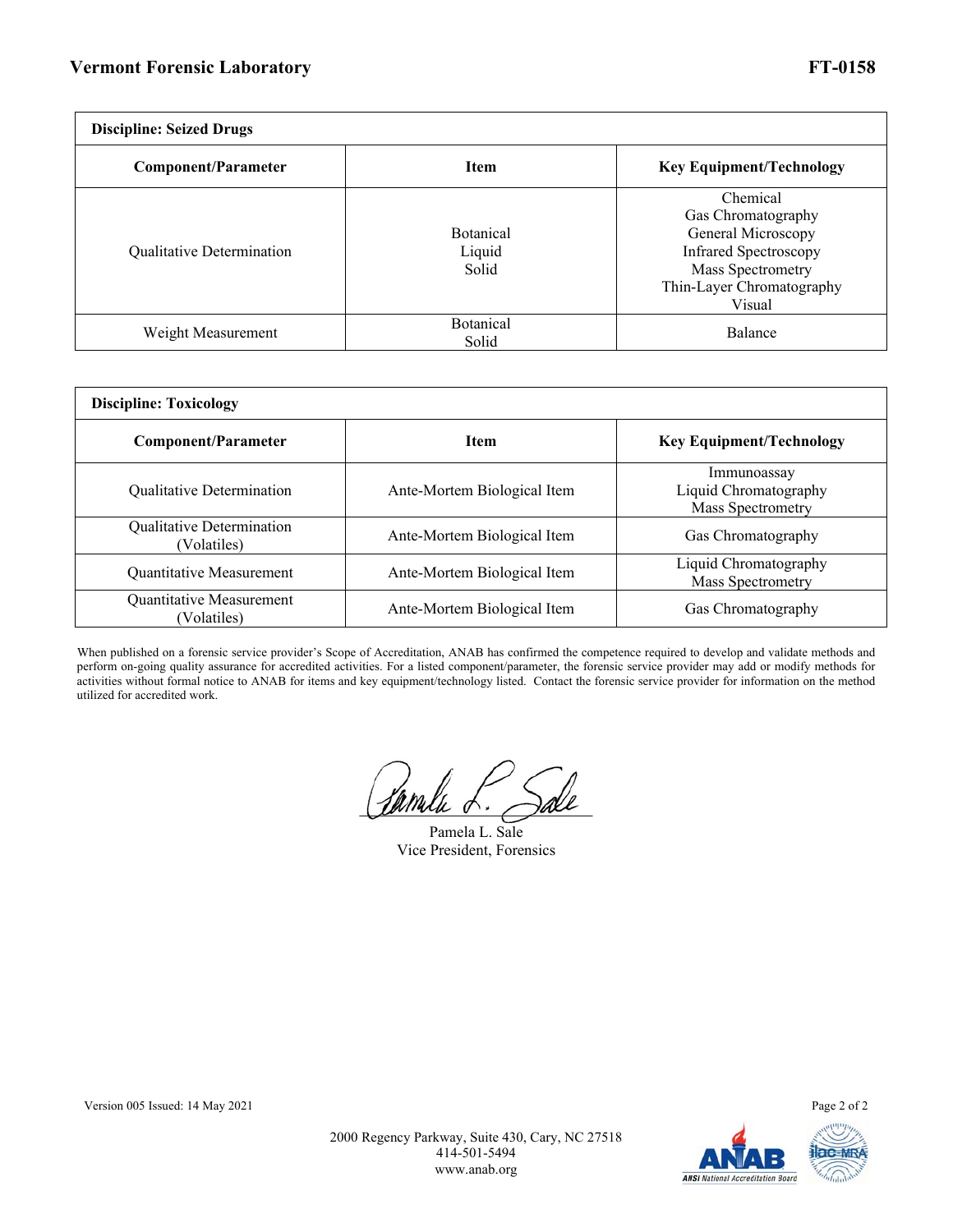## Discipline: Seized Drugs

| Component/Parameter | Item | Key Equipment/Technology |
| --- | --- | --- |
| Qualitative Determination | Botanical<br>Liquid<br>Solid | Chemical<br>Gas Chromatography<br>General Microscopy<br>Infrared Spectroscopy<br>Mass Spectrometry<br>Thin-Layer Chromatography<br>Visual |
| Weight Measurement | Botanical<br>Solid | Balance |

## Discipline: Toxicology

| Component/Parameter | Item | Key Equipment/Technology |
| --- | --- | --- |
| Qualitative Determination | Ante-Mortem Biological Item | Immunoassay<br>Liquid Chromatography<br>Mass Spectrometry |
| Qualitative Determination (Volatiles) | Ante-Mortem Biological Item | Gas Chromatography |
| Quantitative Measurement | Ante-Mortem Biological Item | Liquid Chromatography<br>Mass Spectrometry |
| Quantitative Measurement (Volatiles) | Ante-Mortem Biological Item | Gas Chromatography |

When published on a forensic service provider's Scope of Accreditation, ANAB has confirmed the competence required to develop and validate methods and perform on-going quality assurance for accredited activities. For a listed component/parameter, the forensic service provider may add or modify methods for activities without formal notice to ANAB for items and key equipment/technology listed. Contact the forensic service provider for information on the method utilized for accredited work.

Pamela L. Sale
Vice President, Forensics

Version 005 Issued: 14 May 2021

2000 Regency Parkway, Suite 430, Cary, NC 27518
414-501-5494
www.anab.org